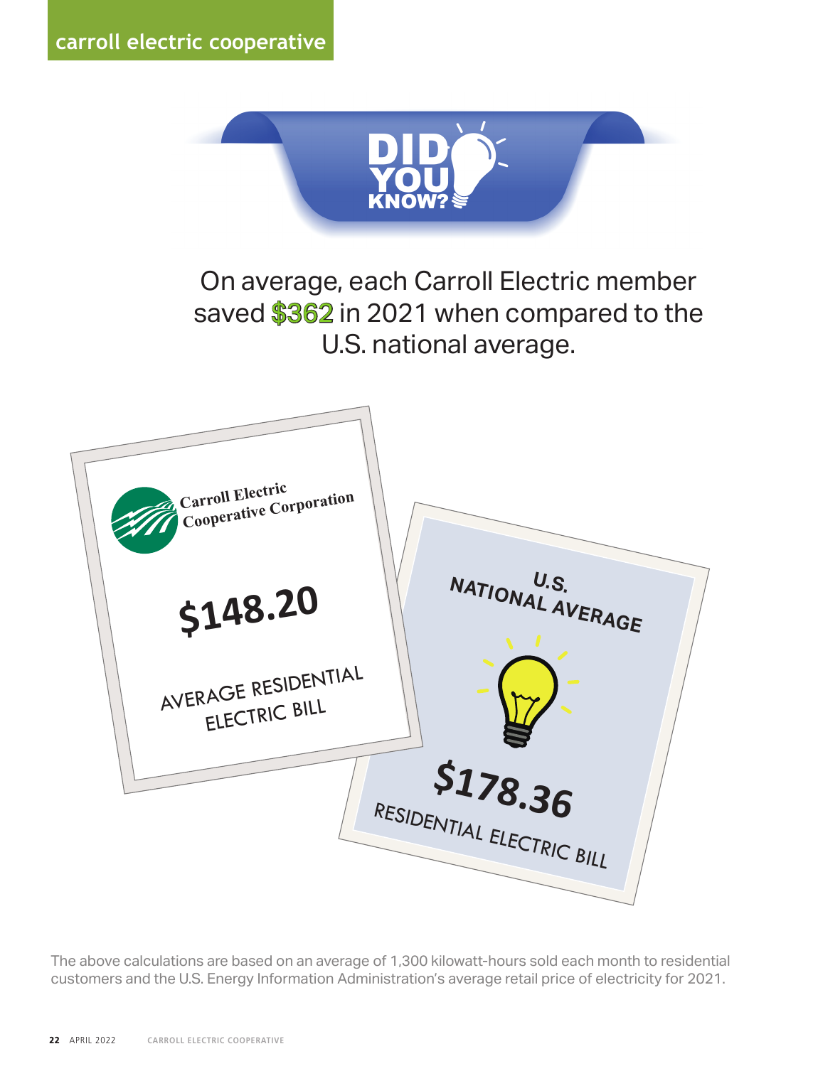# DID YOU KNOW?

On average, each Carroll Electric member saved **$362** in 2021 when compared to the U.S. national average.

Carroll Electric Cooperative Corporation

**$148.20**

AVERAGE RESIDENTIAL ELECTRIC BILL

U.S. NATIONAL AVERAGE

**$178.36**

RESIDENTIAL ELECTRIC BILL

The above calculations are based on an average of 1,300 kilowatt-hours sold each month to residential customers and the U.S. Energy Information Administration's average retail price of electricity for 2021.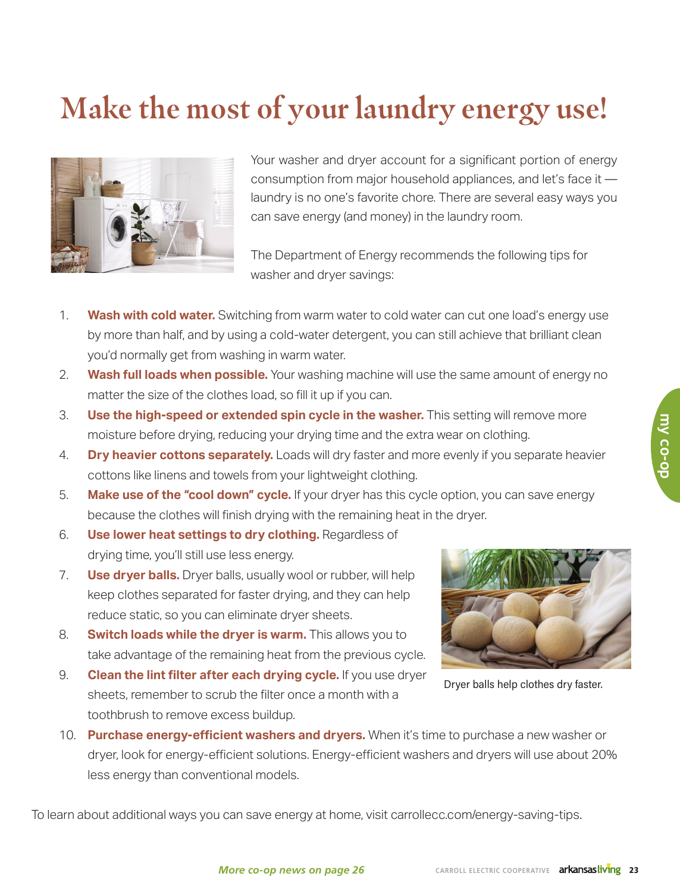# Make the most of your laundry energy use!

Your washer and dryer account for a significant portion of energy consumption from major household appliances, and let's face it — laundry is no one's favorite chore. There are several easy ways you can save energy (and money) in the laundry room.

The Department of Energy recommends the following tips for washer and dryer savings:

1. **Wash with cold water.** Switching from warm water to cold water can cut one load's energy use by more than half, and by using a cold-water detergent, you can still achieve that brilliant clean you'd normally get from washing in warm water.
2. **Wash full loads when possible.** Your washing machine will use the same amount of energy no matter the size of the clothes load, so fill it up if you can.
3. **Use the high-speed or extended spin cycle in the washer.** This setting will remove more moisture before drying, reducing your drying time and the extra wear on clothing.
4. **Dry heavier cottons separately.** Loads will dry faster and more evenly if you separate heavier cottons like linens and towels from your lightweight clothing.
5. **Make use of the "cool down" cycle.** If your dryer has this cycle option, you can save energy because the clothes will finish drying with the remaining heat in the dryer.
6. **Use lower heat settings to dry clothing.** Regardless of drying time, you'll still use less energy.
7. **Use dryer balls.** Dryer balls, usually wool or rubber, will help keep clothes separated for faster drying, and they can help reduce static, so you can eliminate dryer sheets.
8. **Switch loads while the dryer is warm.** This allows you to take advantage of the remaining heat from the previous cycle.
9. **Clean the lint filter after each drying cycle.** If you use dryer sheets, remember to scrub the filter once a month with a toothbrush to remove excess buildup.
10. **Purchase energy-efficient washers and dryers.** When it's time to purchase a new washer or dryer, look for energy-efficient solutions. Energy-efficient washers and dryers will use about 20% less energy than conventional models.

Dryer balls help clothes dry faster.

To learn about additional ways you can save energy at home, visit carrollecc.com/energy-saving-tips.

*More co-op news on page 26*